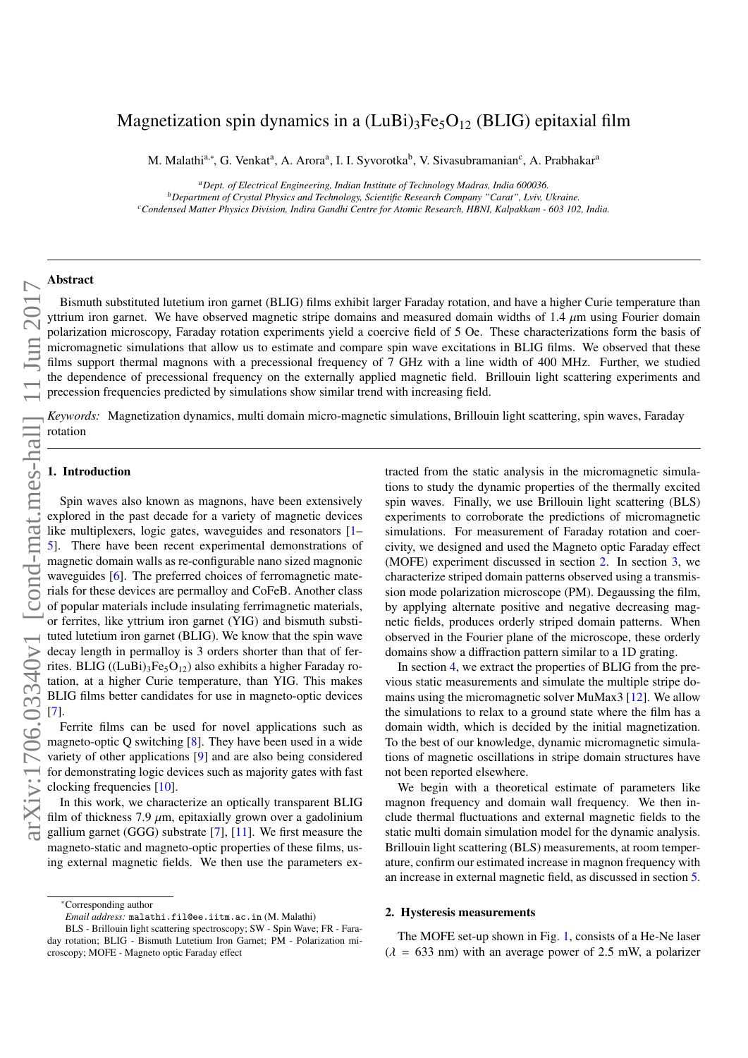# Magnetization spin dynamics in a $(LuBi)_3Fe_5O_{12}$ (BLIG) epitaxial film

M. Malathi[a,*], G. Venkat[a], A. Arora[a], I. I. Syvorotka[b], V. Sivasubramanian[c], A. Prabhakar[a]

[a] Dept. of Electrical Engineering, Indian Institute of Technology Madras, India 600036.
[b] Department of Crystal Physics and Technology, Scientific Research Company "Carat", Lviv, Ukraine.
[c] Condensed Matter Physics Division, Indira Gandhi Centre for Atomic Research, HBNI, Kalpakkam - 603 102, India.

## Abstract

Bismuth substituted lutetium iron garnet (BLIG) films exhibit larger Faraday rotation, and have a higher Curie temperature than yttrium iron garnet. We have observed magnetic stripe domains and measured domain widths of 1.4 $\mu$m using Fourier domain polarization microscopy, Faraday rotation experiments yield a coercive field of 5 Oe. These characterizations form the basis of micromagnetic simulations that allow us to estimate and compare spin wave excitations in BLIG films. We observed that these films support thermal magnons with a precessional frequency of 7 GHz with a line width of 400 MHz. Further, we studied the dependence of precessional frequency on the externally applied magnetic field. Brillouin light scattering experiments and precession frequencies predicted by simulations show similar trend with increasing field.

*Keywords:* Magnetization dynamics, multi domain micro-magnetic simulations, Brillouin light scattering, spin waves, Faraday rotation

## 1. Introduction

Spin waves also known as magnons, have been extensively explored in the past decade for a variety of magnetic devices like multiplexers, logic gates, waveguides and resonators [1–5]. There have been recent experimental demonstrations of magnetic domain walls as re-configurable nano sized magnonic waveguides [6]. The preferred choices of ferromagnetic materials for these devices are permalloy and CoFeB. Another class of popular materials include insulating ferrimagnetic materials, or ferrites, like yttrium iron garnet (YIG) and bismuth substituted lutetium iron garnet (BLIG). We know that the spin wave decay length in permalloy is 3 orders shorter than that of ferrites. BLIG ($(LuBi)_3Fe_5O_{12}$) also exhibits a higher Faraday rotation, at a higher Curie temperature, than YIG. This makes BLIG films better candidates for use in magneto-optic devices [7].

Ferrite films can be used for novel applications such as magneto-optic Q switching [8]. They have been used in a wide variety of other applications [9] and are also being considered for demonstrating logic devices such as majority gates with fast clocking frequencies [10].

In this work, we characterize an optically transparent BLIG film of thickness 7.9 $\mu$m, epitaxially grown over a gadolinium gallium garnet (GGG) substrate [7], [11]. We first measure the magneto-static and magneto-optic properties of these films, using external magnetic fields. We then use the parameters extracted from the static analysis in the micromagnetic simulations to study the dynamic properties of the thermally excited spin waves. Finally, we use Brillouin light scattering (BLS) experiments to corroborate the predictions of micromagnetic simulations. For measurement of Faraday rotation and coercivity, we designed and used the Magneto optic Faraday effect (MOFE) experiment discussed in section 2. In section 3, we characterize striped domain patterns observed using a transmission mode polarization microscope (PM). Degaussing the film, by applying alternate positive and negative decreasing magnetic fields, produces orderly striped domain patterns. When observed in the Fourier plane of the microscope, these orderly domains show a diffraction pattern similar to a 1D grating.

In section 4, we extract the properties of BLIG from the previous static measurements and simulate the multiple stripe domains using the micromagnetic solver MuMax3 [12]. We allow the simulations to relax to a ground state where the film has a domain width, which is decided by the initial magnetization. To the best of our knowledge, dynamic micromagnetic simulations of magnetic oscillations in stripe domain structures have not been reported elsewhere.

We begin with a theoretical estimate of parameters like magnon frequency and domain wall frequency. We then include thermal fluctuations and external magnetic fields to the static multi domain simulation model for the dynamic analysis. Brillouin light scattering (BLS) measurements, at room temperature, confirm our estimated increase in magnon frequency with an increase in external magnetic field, as discussed in section 5.

## 2. Hysteresis measurements

The MOFE set-up shown in Fig. 1, consists of a He-Ne laser ($\lambda$ = 633 nm) with an average power of 2.5 mW, a polarizer

---

*Corresponding author
*Email address:* malathi.fil@ee.iitm.ac.in (M. Malathi)
BLS - Brillouin light scattering spectroscopy; SW - Spin Wave; FR - Faraday rotation; BLIG - Bismuth Lutetium Iron Garnet; PM - Polarization microscopy; MOFE - Magneto optic Faraday effect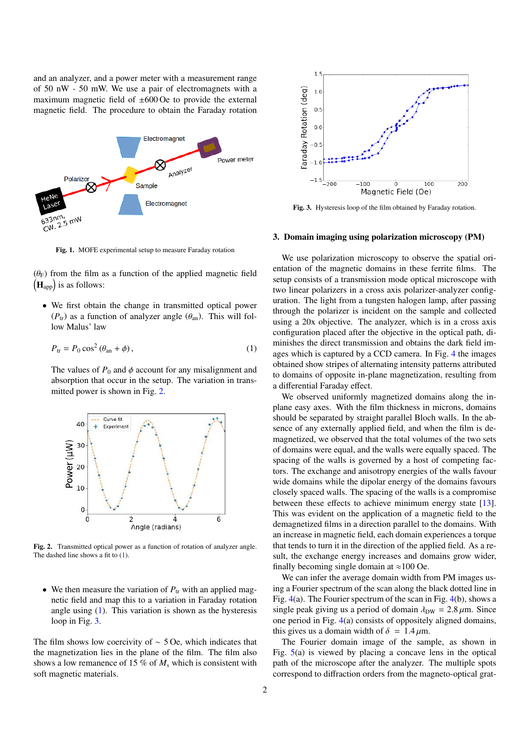and an analyzer, and a power meter with a measurement range of 50 nW - 50 mW. We use a pair of electromagnets with a maximum magnetic field of ±600 Oe to provide the external magnetic field. The procedure to obtain the Faraday rotation

**Fig. 1.** MOFE experimental setup to measure Faraday rotation

($\theta_F$) from the film as a function of the applied magnetic field $\left(\mathbf{H}_{\text{app}}\right)$ is as follows:

- We first obtain the change in transmitted optical power ($P_{\text{tr}}$) as a function of analyzer angle ($\theta_{\text{an}}$). This will follow Malus' law

$$P_{\text{tr}} = P_0 \cos^2(\theta_{\text{an}} + \phi)\,, \tag{1}$$

  The values of $P_0$ and $\phi$ account for any misalignment and absorption that occur in the setup. The variation in transmitted power is shown in Fig. 2.

**Fig. 2.** Transmitted optical power as a function of rotation of analyzer angle. The dashed line shows a fit to (1).

- We then measure the variation of $P_{\text{tr}}$ with an applied magnetic field and map this to a variation in Faraday rotation angle using (1). This variation is shown as the hysteresis loop in Fig. 3.

The film shows low coercivity of $\sim$ 5 Oe, which indicates that the magnetization lies in the plane of the film. The film also shows a low remanence of 15 % of $M_s$ which is consistent with soft magnetic materials.

**Fig. 3.** Hysteresis loop of the film obtained by Faraday rotation.

## 3. Domain imaging using polarization microscopy (PM)

We use polarization microscopy to observe the spatial orientation of the magnetic domains in these ferrite films. The setup consists of a transmission mode optical microscope with two linear polarizers in a cross axis polarizer-analyzer configuration. The light from a tungsten halogen lamp, after passing through the polarizer is incident on the sample and collected using a 20x objective. The analyzer, which is in a cross axis configuration placed after the objective in the optical path, diminishes the direct transmission and obtains the dark field images which is captured by a CCD camera. In Fig. 4 the images obtained show stripes of alternating intensity patterns attributed to domains of opposite in-plane magnetization, resulting from a differential Faraday effect.

We observed uniformly magnetized domains along the in-plane easy axes. With the film thickness in microns, domains should be separated by straight parallel Bloch walls. In the absence of any externally applied field, and when the film is demagnetized, we observed that the total volumes of the two sets of domains were equal, and the walls were equally spaced. The spacing of the walls is governed by a host of competing factors. The exchange and anisotropy energies of the walls favour wide domains while the dipolar energy of the domains favours closely spaced walls. The spacing of the walls is a compromise between these effects to achieve minimum energy state [13]. This was evident on the application of a magnetic field to the demagnetized films in a direction parallel to the domains. With an increase in magnetic field, each domain experiences a torque that tends to turn it in the direction of the applied field. As a result, the exchange energy increases and domains grow wider, finally becoming single domain at ≈100 Oe.

We can infer the average domain width from PM images using a Fourier spectrum of the scan along the black dotted line in Fig. 4(a). The Fourier spectrum of the scan in Fig. 4(b), shows a single peak giving us a period of domain $\lambda_{\text{DW}} = 2.8\,\mu$m. Since one period in Fig. 4(a) consists of oppositely aligned domains, this gives us a domain width of $\delta = 1.4\,\mu$m.

The Fourier domain image of the sample, as shown in Fig. 5(a) is viewed by placing a concave lens in the optical path of the microscope after the analyzer. The multiple spots correspond to diffraction orders from the magneto-optical grat-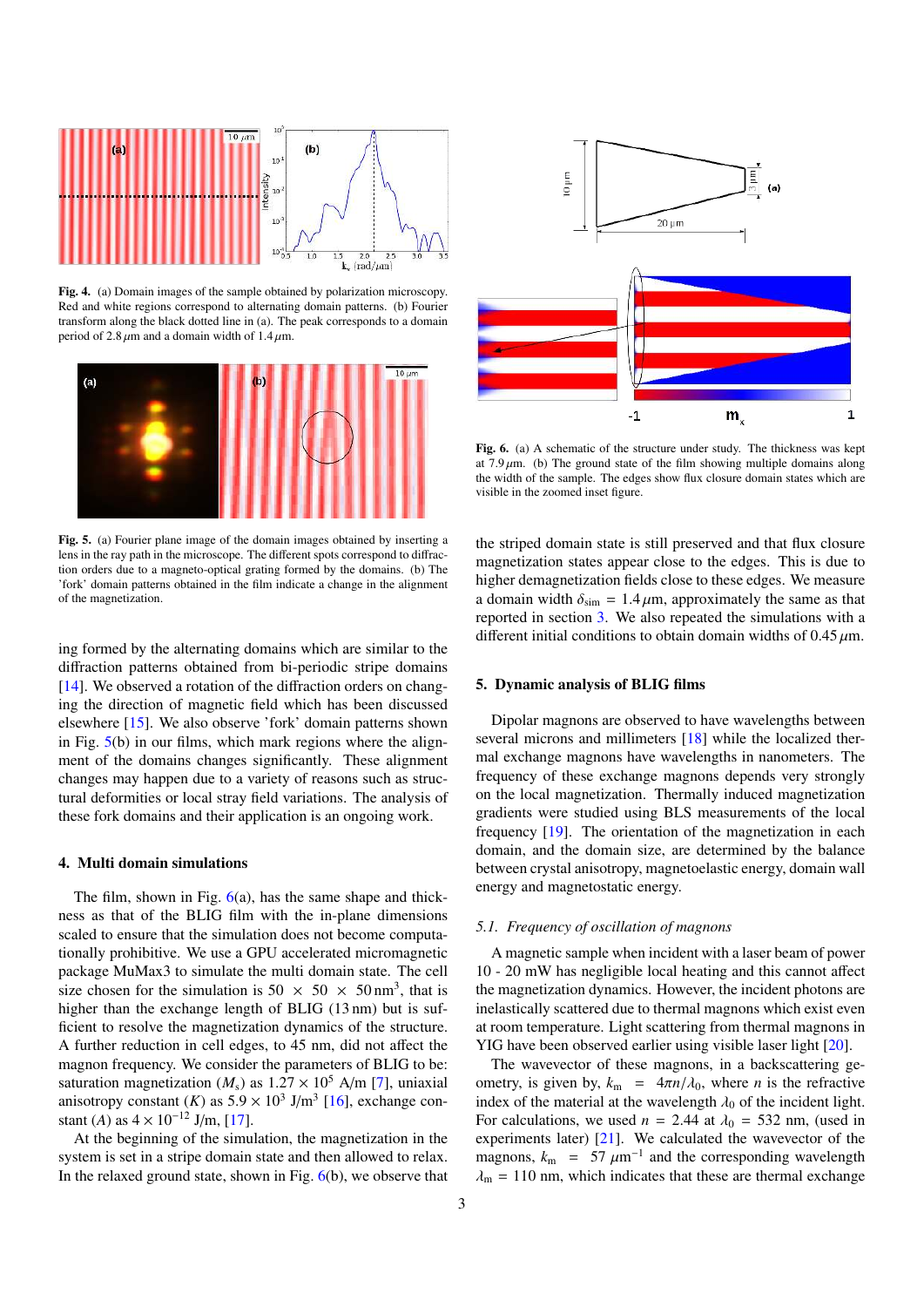**Fig. 4.** (a) Domain images of the sample obtained by polarization microscopy. Red and white regions correspond to alternating domain patterns. (b) Fourier transform along the black dotted line in (a). The peak corresponds to a domain period of 2.8 $\mu$m and a domain width of 1.4 $\mu$m.

**Fig. 5.** (a) Fourier plane image of the domain images obtained by inserting a lens in the ray path in the microscope. The different spots correspond to diffraction orders due to a magneto-optical grating formed by the domains. (b) The 'fork' domain patterns obtained in the film indicate a change in the alignment of the magnetization.

ing formed by the alternating domains which are similar to the diffraction patterns obtained from bi-periodic stripe domains [14]. We observed a rotation of the diffraction orders on changing the direction of magnetic field which has been discussed elsewhere [15]. We also observe 'fork' domain patterns shown in Fig. 5(b) in our films, which mark regions where the alignment of the domains changes significantly. These alignment changes may happen due to a variety of reasons such as structural deformities or local stray field variations. The analysis of these fork domains and their application is an ongoing work.

## 4. Multi domain simulations

The film, shown in Fig. 6(a), has the same shape and thickness as that of the BLIG film with the in-plane dimensions scaled to ensure that the simulation does not become computationally prohibitive. We use a GPU accelerated micromagnetic package MuMax3 to simulate the multi domain state. The cell size chosen for the simulation is 50 $\times$ 50 $\times$ 50 nm$^3$, that is higher than the exchange length of BLIG (13 nm) but is sufficient to resolve the magnetization dynamics of the structure. A further reduction in cell edges, to 45 nm, did not affect the magnon frequency. We consider the parameters of BLIG to be: saturation magnetization ($M_s$) as $1.27 \times 10^5$ A/m [7], uniaxial anisotropy constant ($K$) as $5.9 \times 10^3$ J/m$^3$ [16], exchange constant ($A$) as $4 \times 10^{-12}$ J/m, [17].

At the beginning of the simulation, the magnetization in the system is set in a stripe domain state and then allowed to relax. In the relaxed ground state, shown in Fig. 6(b), we observe that the striped domain state is still preserved and that flux closure magnetization states appear close to the edges. This is due to higher demagnetization fields close to these edges. We measure a domain width $\delta_{\text{sim}} = 1.4\,\mu$m, approximately the same as that reported in section 3. We also repeated the simulations with a different initial conditions to obtain domain widths of 0.45 $\mu$m.

**Fig. 6.** (a) A schematic of the structure under study. The thickness was kept at 7.9 $\mu$m. (b) The ground state of the film showing multiple domains along the width of the sample. The edges show flux closure domain states which are visible in the zoomed inset figure.

## 5. Dynamic analysis of BLIG films

Dipolar magnons are observed to have wavelengths between several microns and millimeters [18] while the localized thermal exchange magnons have wavelengths in nanometers. The frequency of these exchange magnons depends very strongly on the local magnetization. Thermally induced magnetization gradients were studied using BLS measurements of the local frequency [19]. The orientation of the magnetization in each domain, and the domain size, are determined by the balance between crystal anisotropy, magnetoelastic energy, domain wall energy and magnetostatic energy.

### *5.1. Frequency of oscillation of magnons*

A magnetic sample when incident with a laser beam of power 10 - 20 mW has negligible local heating and this cannot affect the magnetization dynamics. However, the incident photons are inelastically scattered due to thermal magnons which exist even at room temperature. Light scattering from thermal magnons in YIG have been observed earlier using visible laser light [20].

The wavevector of these magnons, in a backscattering geometry, is given by, $k_m = 4\pi n/\lambda_0$, where $n$ is the refractive index of the material at the wavelength $\lambda_0$ of the incident light. For calculations, we used $n = 2.44$ at $\lambda_0 = 532$ nm, (used in experiments later) [21]. We calculated the wavevector of the magnons, $k_m = 57\ \mu\text{m}^{-1}$ and the corresponding wavelength $\lambda_m = 110$ nm, which indicates that these are thermal exchange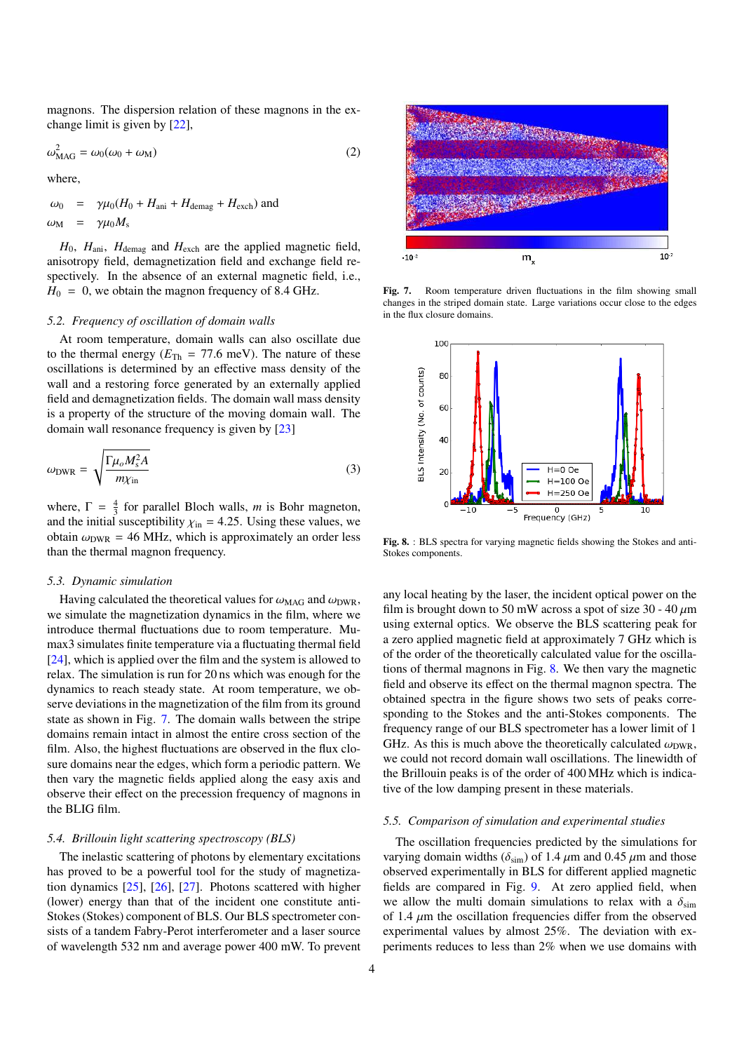magnons. The dispersion relation of these magnons in the exchange limit is given by [22],

$$\omega_{\rm MAG}^2 = \omega_0(\omega_0 + \omega_{\rm M}) \tag{2}$$

where,

$$\omega_0 = \gamma\mu_0(H_0 + H_{\rm ani} + H_{\rm demag} + H_{\rm exch}) \text{ and}$$
$$\omega_{\rm M} = \gamma\mu_0 M_s$$

$H_0$, $H_{\rm ani}$, $H_{\rm demag}$ and $H_{\rm exch}$ are the applied magnetic field, anisotropy field, demagnetization field and exchange field respectively. In the absence of an external magnetic field, i.e., $H_0 = 0$, we obtain the magnon frequency of 8.4 GHz.

### 5.2. Frequency of oscillation of domain walls

At room temperature, domain walls can also oscillate due to the thermal energy ($E_{\rm Th}$ = 77.6 meV). The nature of these oscillations is determined by an effective mass density of the wall and a restoring force generated by an externally applied field and demagnetization fields. The domain wall mass density is a property of the structure of the moving domain wall. The domain wall resonance frequency is given by [23]

$$\omega_{\rm DWR} = \sqrt{\frac{\Gamma\mu_o M_s^2 A}{m\chi_{\rm in}}} \tag{3}$$

where, $\Gamma = \frac{4}{3}$ for parallel Bloch walls, $m$ is Bohr magneton, and the initial susceptibility $\chi_{\rm in} = 4.25$. Using these values, we obtain $\omega_{\rm DWR}$ = 46 MHz, which is approximately an order less than the thermal magnon frequency.

### 5.3. Dynamic simulation

Having calculated the theoretical values for $\omega_{\rm MAG}$ and $\omega_{\rm DWR}$, we simulate the magnetization dynamics in the film, where we introduce thermal fluctuations due to room temperature. Mumax3 simulates finite temperature via a fluctuating thermal field [24], which is applied over the film and the system is allowed to relax. The simulation is run for 20 ns which was enough for the dynamics to reach steady state. At room temperature, we observe deviations in the magnetization of the film from its ground state as shown in Fig. 7. The domain walls between the stripe domains remain intact in almost the entire cross section of the film. Also, the highest fluctuations are observed in the flux closure domains near the edges, which form a periodic pattern. We then vary the magnetic fields applied along the easy axis and observe their effect on the precession frequency of magnons in the BLIG film.

### 5.4. Brillouin light scattering spectroscopy (BLS)

The inelastic scattering of photons by elementary excitations has proved to be a powerful tool for the study of magnetization dynamics [25], [26], [27]. Photons scattered with higher (lower) energy than that of the incident one constitute anti-Stokes (Stokes) component of BLS. Our BLS spectrometer consists of a tandem Fabry-Perot interferometer and a laser source of wavelength 532 nm and average power 400 mW. To prevent any local heating by the laser, the incident optical power on the film is brought down to 50 mW across a spot of size 30 - 40 $\mu$m using external optics. We observe the BLS scattering peak for a zero applied magnetic field at approximately 7 GHz which is of the order of the theoretically calculated value for the oscillations of thermal magnons in Fig. 8. We then vary the magnetic field and observe its effect on the thermal magnon spectra. The obtained spectra in the figure shows two sets of peaks corresponding to the Stokes and the anti-Stokes components. The frequency range of our BLS spectrometer has a lower limit of 1 GHz. As this is much above the theoretically calculated $\omega_{\rm DWR}$, we could not record domain wall oscillations. The linewidth of the Brillouin peaks is of the order of 400 MHz which is indicative of the low damping present in these materials.

**Fig. 7.** Room temperature driven fluctuations in the film showing small changes in the striped domain state. Large variations occur close to the edges in the flux closure domains.

**Fig. 8.** : BLS spectra for varying magnetic fields showing the Stokes and anti-Stokes components.

### 5.5. Comparison of simulation and experimental studies

The oscillation frequencies predicted by the simulations for varying domain widths ($\delta_{\rm sim}$) of 1.4 $\mu$m and 0.45 $\mu$m and those observed experimentally in BLS for different applied magnetic fields are compared in Fig. 9. At zero applied field, when we allow the multi domain simulations to relax with a $\delta_{\rm sim}$ of 1.4 $\mu$m the oscillation frequencies differ from the observed experimental values by almost 25%. The deviation with experiments reduces to less than 2% when we use domains with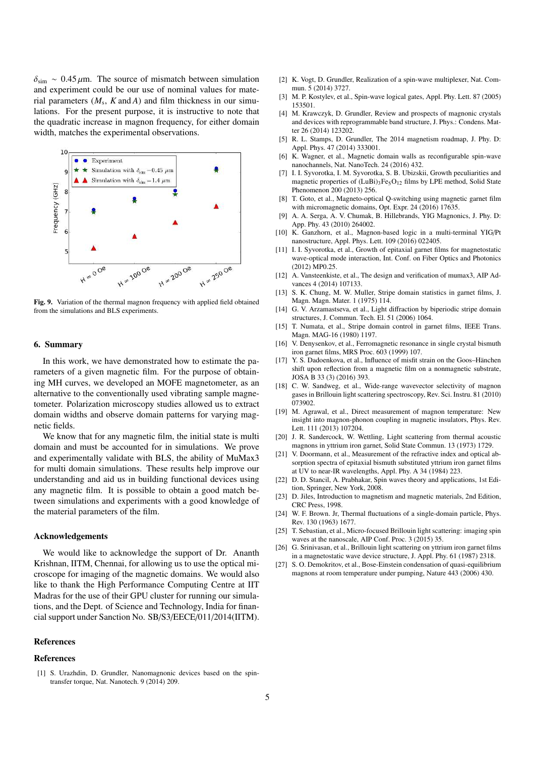$\delta_{\text{sim}} \sim 0.45\,\mu$m. The source of mismatch between simulation and experiment could be our use of nominal values for material parameters ($M_s$, $K$ and $A$) and film thickness in our simulations. For the present purpose, it is instructive to note that the quadratic increase in magnon frequency, for either domain width, matches the experimental observations.

Experiment
Simulation with $\delta_{\text{sim}} = 0.45\ \mu m$
Simulation with $\delta_{\text{sim}} = 1.4\ \mu m$
Frequency (GHz)
10
9
8
7
6
5
H = 0 Oe
H = 100 Oe
H = 200 Oe
H = 250 Oe

**Fig. 9.** Variation of the thermal magnon frequency with applied field obtained from the simulations and BLS experiments.

## 6. Summary

In this work, we have demonstrated how to estimate the parameters of a given magnetic film. For the purpose of obtaining MH curves, we developed an MOFE magnetometer, as an alternative to the conventionally used vibrating sample magnetometer. Polarization microscopy studies allowed us to extract domain widths and observe domain patterns for varying magnetic fields.

We know that for any magnetic film, the initial state is multi domain and must be accounted for in simulations. We prove and experimentally validate with BLS, the ability of MuMax3 for multi domain simulations. These results help improve our understanding and aid us in building functional devices using any magnetic film. It is possible to obtain a good match between simulations and experiments with a good knowledge of the material parameters of the film.

## Acknowledgements

We would like to acknowledge the support of Dr. Ananth Krishnan, IITM, Chennai, for allowing us to use the optical microscope for imaging of the magnetic domains. We would also like to thank the High Performance Computing Centre at IIT Madras for the use of their GPU cluster for running our simulations, and the Dept. of Science and Technology, India for financial support under Sanction No. SB/S3/EECE/011/2014(IITM).

## References

## References

[1] S. Urazhdin, D. Grundler, Nanomagnonic devices based on the spin-transfer torque, Nat. Nanotech. 9 (2014) 209.

[2] K. Vogt, D. Grundler, Realization of a spin-wave multiplexer, Nat. Commun. 5 (2014) 3727.

[3] M. P. Kostylev, et al., Spin-wave logical gates, Appl. Phy. Lett. 87 (2005) 153501.

[4] M. Krawczyk, D. Grundler, Review and prospects of magnonic crystals and devices with reprogrammable band structure, J. Phys.: Condens. Matter 26 (2014) 123202.

[5] R. L. Stamps, D. Grundler, The 2014 magnetism roadmap, J. Phy. D: Appl. Phys. 47 (2014) 333001.

[6] K. Wagner, et al., Magnetic domain walls as reconfigurable spin-wave nanochannels, Nat. NanoTech. 24 (2016) 432.

[7] I. I. Syvorotka, I. M. Syvorotka, S. B. Ubizskii, Growth peculiarities and magnetic properties of $(LuBi)_3Fe_5O_{12}$ films by LPE method, Solid State Phenomenon 200 (2013) 256.

[8] T. Goto, et al., Magneto-optical Q-switching using magnetic garnet film with micromagnetic domains, Opt. Expr. 24 (2016) 17635.

[9] A. A. Serga, A. V. Chumak, B. Hillebrands, YIG Magnonics, J. Phy. D: App. Phy. 43 (2010) 264002.

[10] K. Ganzhorn, et al., Magnon-based logic in a multi-terminal YIG/Pt nanostructure, Appl. Phys. Lett. 109 (2016) 022405.

[11] I. I. Syvorotka, et al., Growth of epitaxial garnet films for magnetostatic wave-optical mode interaction, Int. Conf. on Fiber Optics and Photonics (2012) MP0.25.

[12] A. Vansteenkiste, et al., The design and verification of mumax3, AIP Advances 4 (2014) 107133.

[13] S. K. Chung, M. W. Muller, Stripe domain statistics in garnet films, J. Magn. Magn. Mater. 1 (1975) 114.

[14] G. V. Arzamastseva, et al., Light diffraction by biperiodic stripe domain structures, J. Commun. Tech. El. 51 (2006) 1064.

[15] T. Numata, et al., Stripe domain control in garnet films, IEEE Trans. Magn. MAG-16 (1980) 1197.

[16] V. Denysenkov, et al., Ferromagnetic resonance in single crystal bismuth iron garnet films, MRS Proc. 603 (1999) 107.

[17] Y. S. Dadoenkova, et al., Influence of misfit strain on the Goos–Hänchen shift upon reflection from a magnetic film on a nonmagnetic substrate, JOSA B 33 (3) (2016) 393.

[18] C. W. Sandweg, et al., Wide-range wavevector selectivity of magnon gases in Brillouin light scattering spectroscopy, Rev. Sci. Instru. 81 (2010) 073902.

[19] M. Agrawal, et al., Direct measurement of magnon temperature: New insight into magnon-phonon coupling in magnetic insulators, Phys. Rev. Lett. 111 (2013) 107204.

[20] J. R. Sandercock, W. Wettling, Light scattering from thermal acoustic magnons in yttrium iron garnet, Solid State Commun. 13 (1973) 1729.

[21] V. Doormann, et al., Measurement of the refractive index and optical absorption spectra of epitaxial bismuth substituted yttrium iron garnet films at UV to near-IR wavelengths, Appl. Phy. A 34 (1984) 223.

[22] D. D. Stancil, A. Prabhakar, Spin waves theory and applications, 1st Edition, Springer, New York, 2008.

[23] D. Jiles, Introduction to magnetism and magnetic materials, 2nd Edition, CRC Press, 1998.

[24] W. F. Brown. Jr, Thermal fluctuations of a single-domain particle, Phys. Rev. 130 (1963) 1677.

[25] T. Sebastian, et al., Micro-focused Brillouin light scattering: imaging spin waves at the nanoscale, AIP Conf. Proc. 3 (2015) 35.

[26] G. Srinivasan, et al., Brillouin light scattering on yttrium iron garnet films in a magnetostatic wave device structure, J. Appl. Phy. 61 (1987) 2318.

[27] S. O. Demokritov, et al., Bose-Einstein condensation of quasi-equilibrium magnons at room temperature under pumping, Nature 443 (2006) 430.